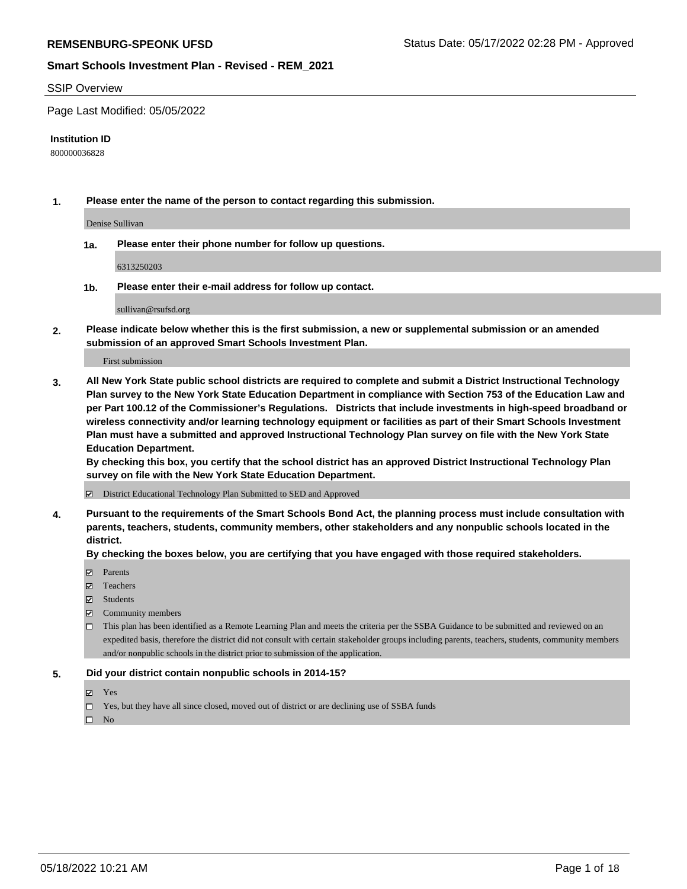# REMSENBURG-SPEONK UFSD

Status Date: 05/17/2022 02:28 PM - Approved

## Smart Schools Investment Plan - Revised - REM_2021

SSIP Overview

Page Last Modified: 05/05/2022

**Institution ID**

800000036828

**1. Please enter the name of the person to contact regarding this submission.**

Denise Sullivan

**1a. Please enter their phone number for follow up questions.**

6313250203

**1b. Please enter their e-mail address for follow up contact.**

sullivan@rsufsd.org

**2. Please indicate below whether this is the first submission, a new or supplemental submission or an amended submission of an approved Smart Schools Investment Plan.**

First submission

**3. All New York State public school districts are required to complete and submit a District Instructional Technology Plan survey to the New York State Education Department in compliance with Section 753 of the Education Law and per Part 100.12 of the Commissioner's Regulations. Districts that include investments in high-speed broadband or wireless connectivity and/or learning technology equipment or facilities as part of their Smart Schools Investment Plan must have a submitted and approved Instructional Technology Plan survey on file with the New York State Education Department.**
**By checking this box, you certify that the school district has an approved District Instructional Technology Plan survey on file with the New York State Education Department.**

☑ District Educational Technology Plan Submitted to SED and Approved

**4. Pursuant to the requirements of the Smart Schools Bond Act, the planning process must include consultation with parents, teachers, students, community members, other stakeholders and any nonpublic schools located in the district.**
**By checking the boxes below, you are certifying that you have engaged with those required stakeholders.**

☑ Parents

☑ Teachers

☑ Students

☑ Community members

☐ This plan has been identified as a Remote Learning Plan and meets the criteria per the SSBA Guidance to be submitted and reviewed on an expedited basis, therefore the district did not consult with certain stakeholder groups including parents, teachers, students, community members and/or nonpublic schools in the district prior to submission of the application.

**5. Did your district contain nonpublic schools in 2014-15?**

☑ Yes

☐ Yes, but they have all since closed, moved out of district or are declining use of SSBA funds

☐ No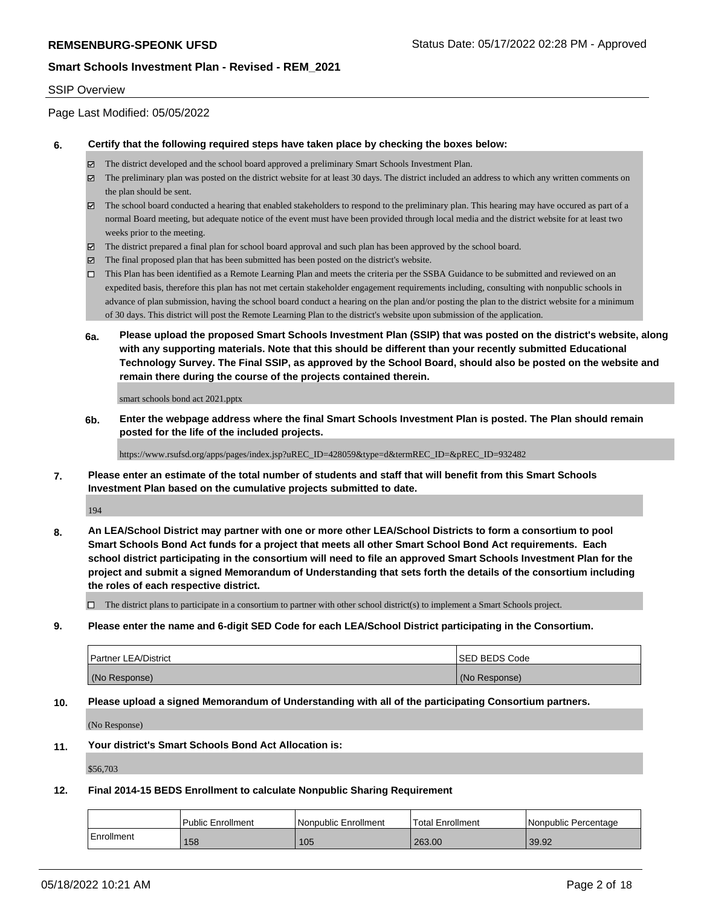SSIP Overview

Page Last Modified: 05/05/2022

**6. Certify that the following required steps have taken place by checking the boxes below:**

- ☑ The district developed and the school board approved a preliminary Smart Schools Investment Plan.
- ☑ The preliminary plan was posted on the district website for at least 30 days. The district included an address to which any written comments on the plan should be sent.
- ☑ The school board conducted a hearing that enabled stakeholders to respond to the preliminary plan. This hearing may have occured as part of a normal Board meeting, but adequate notice of the event must have been provided through local media and the district website for at least two weeks prior to the meeting.
- ☑ The district prepared a final plan for school board approval and such plan has been approved by the school board.
- ☑ The final proposed plan that has been submitted has been posted on the district's website.
- ☐ This Plan has been identified as a Remote Learning Plan and meets the criteria per the SSBA Guidance to be submitted and reviewed on an expedited basis, therefore this plan has not met certain stakeholder engagement requirements including, consulting with nonpublic schools in advance of plan submission, having the school board conduct a hearing on the plan and/or posting the plan to the district website for a minimum of 30 days. This district will post the Remote Learning Plan to the district's website upon submission of the application.

**6a. Please upload the proposed Smart Schools Investment Plan (SSIP) that was posted on the district's website, along with any supporting materials. Note that this should be different than your recently submitted Educational Technology Survey. The Final SSIP, as approved by the School Board, should also be posted on the website and remain there during the course of the projects contained therein.**

smart schools bond act 2021.pptx

**6b. Enter the webpage address where the final Smart Schools Investment Plan is posted. The Plan should remain posted for the life of the included projects.**

https://www.rsufsd.org/apps/pages/index.jsp?uREC_ID=428059&type=d&termREC_ID=&pREC_ID=932482

**7. Please enter an estimate of the total number of students and staff that will benefit from this Smart Schools Investment Plan based on the cumulative projects submitted to date.**

194

**8. An LEA/School District may partner with one or more other LEA/School Districts to form a consortium to pool Smart Schools Bond Act funds for a project that meets all other Smart School Bond Act requirements. Each school district participating in the consortium will need to file an approved Smart Schools Investment Plan for the project and submit a signed Memorandum of Understanding that sets forth the details of the consortium including the roles of each respective district.**

- ☐ The district plans to participate in a consortium to partner with other school district(s) to implement a Smart Schools project.

**9. Please enter the name and 6-digit SED Code for each LEA/School District participating in the Consortium.**

| Partner LEA/District | SED BEDS Code |
|---|---|
| (No Response) | (No Response) |

**10. Please upload a signed Memorandum of Understanding with all of the participating Consortium partners.**

(No Response)

**11. Your district's Smart Schools Bond Act Allocation is:**

$56,703

**12. Final 2014-15 BEDS Enrollment to calculate Nonpublic Sharing Requirement**

| | Public Enrollment | Nonpublic Enrollment | Total Enrollment | Nonpublic Percentage |
|---|---|---|---|---|
| Enrollment | 158 | 105 | 263.00 | 39.92 |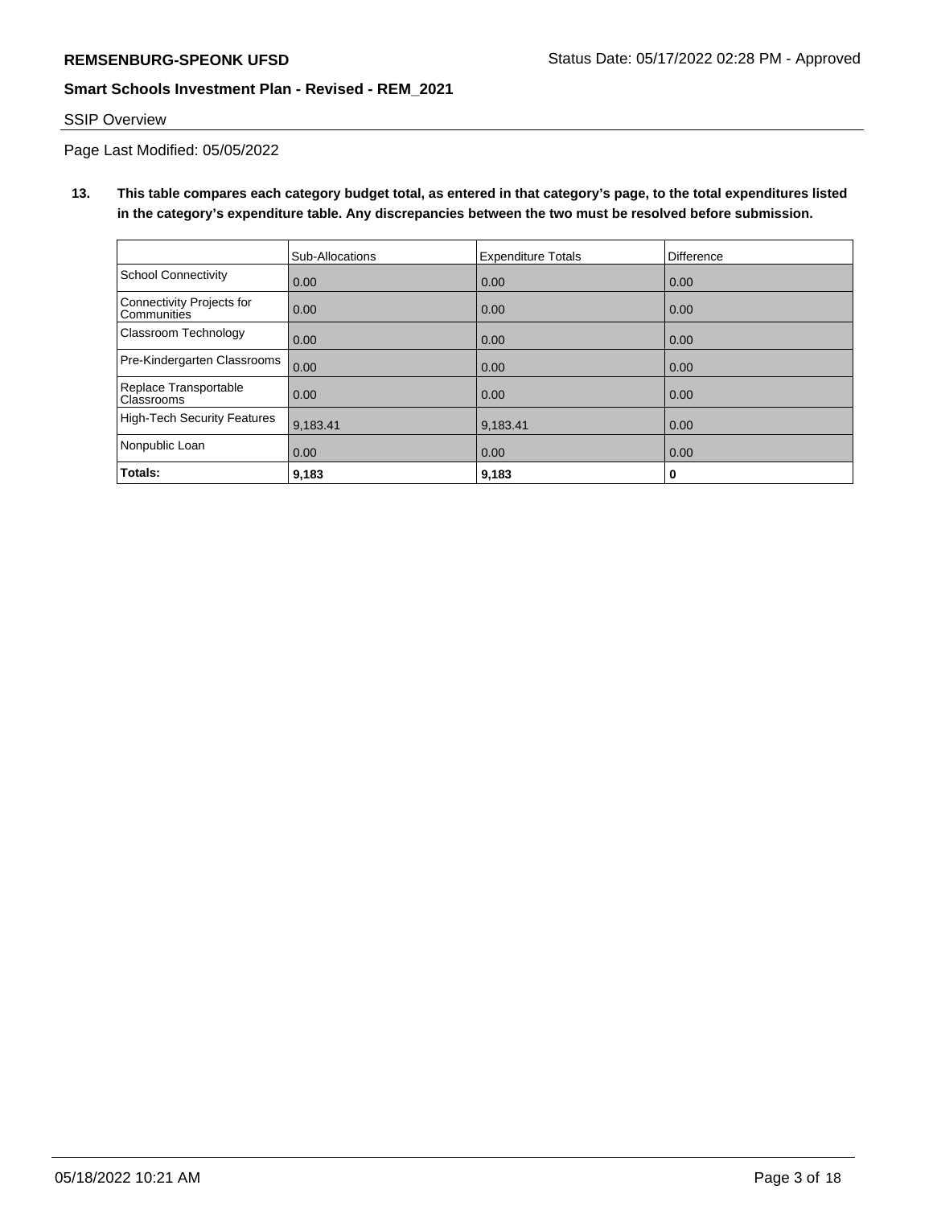SSIP Overview

Page Last Modified: 05/05/2022

**13. This table compares each category budget total, as entered in that category's page, to the total expenditures listed in the category's expenditure table. Any discrepancies between the two must be resolved before submission.**

| | Sub-Allocations | Expenditure Totals | Difference |
|---|---|---|---|
| School Connectivity | 0.00 | 0.00 | 0.00 |
| Connectivity Projects for Communities | 0.00 | 0.00 | 0.00 |
| Classroom Technology | 0.00 | 0.00 | 0.00 |
| Pre-Kindergarten Classrooms | 0.00 | 0.00 | 0.00 |
| Replace Transportable Classrooms | 0.00 | 0.00 | 0.00 |
| High-Tech Security Features | 9,183.41 | 9,183.41 | 0.00 |
| Nonpublic Loan | 0.00 | 0.00 | 0.00 |
| **Totals:** | **9,183** | **9,183** | **0** |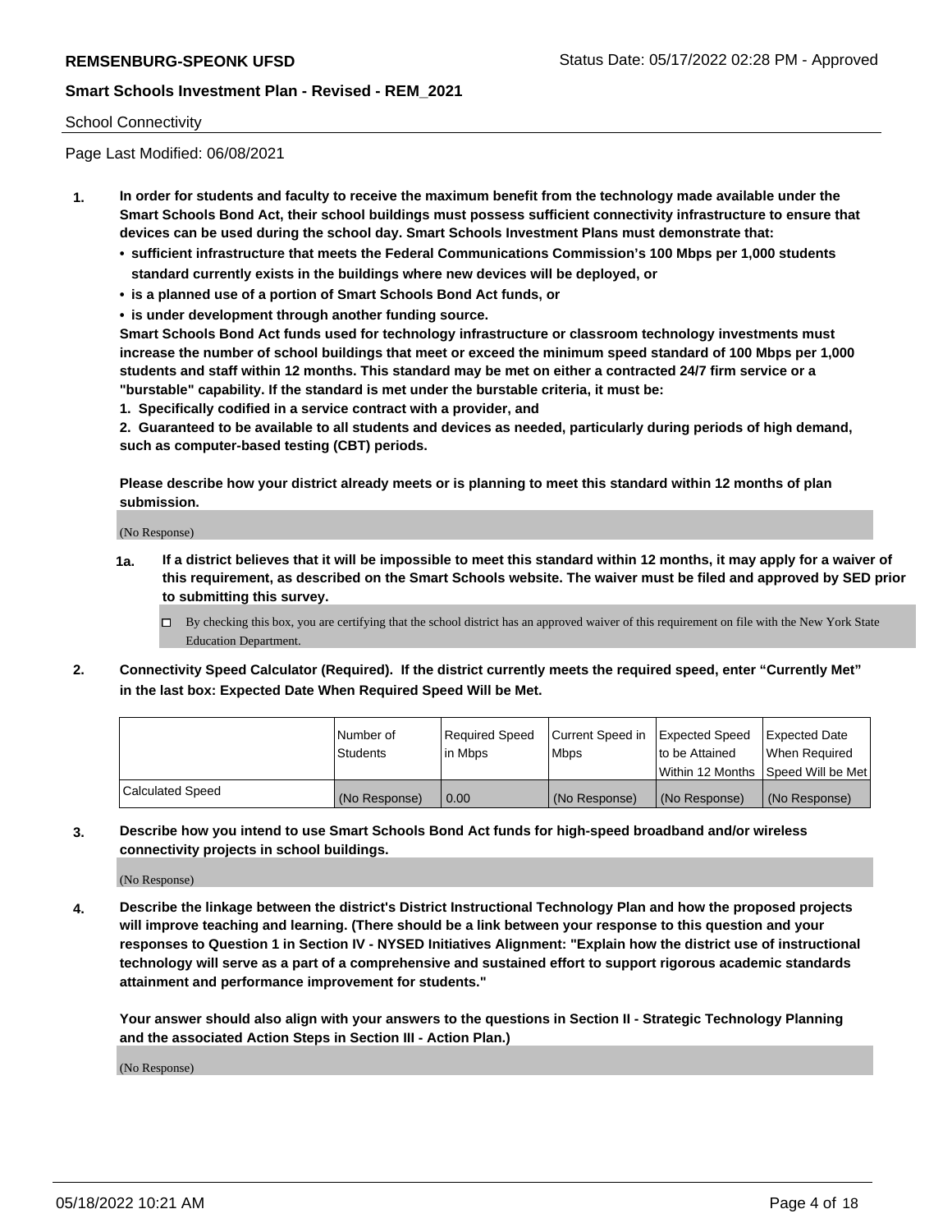School Connectivity

Page Last Modified: 06/08/2021

1. **In order for students and faculty to receive the maximum benefit from the technology made available under the Smart Schools Bond Act, their school buildings must possess sufficient connectivity infrastructure to ensure that devices can be used during the school day. Smart Schools Investment Plans must demonstrate that:**
   - **sufficient infrastructure that meets the Federal Communications Commission's 100 Mbps per 1,000 students standard currently exists in the buildings where new devices will be deployed, or**
   - **is a planned use of a portion of Smart Schools Bond Act funds, or**
   - **is under development through another funding source.**

   **Smart Schools Bond Act funds used for technology infrastructure or classroom technology investments must increase the number of school buildings that meet or exceed the minimum speed standard of 100 Mbps per 1,000 students and staff within 12 months. This standard may be met on either a contracted 24/7 firm service or a "burstable" capability. If the standard is met under the burstable criteria, it must be:**

   **1. Specifically codified in a service contract with a provider, and**

   **2. Guaranteed to be available to all students and devices as needed, particularly during periods of high demand, such as computer-based testing (CBT) periods.**

   **Please describe how your district already meets or is planning to meet this standard within 12 months of plan submission.**

   (No Response)

   **1a. If a district believes that it will be impossible to meet this standard within 12 months, it may apply for a waiver of this requirement, as described on the Smart Schools website. The waiver must be filed and approved by SED prior to submitting this survey.**

   ☐ By checking this box, you are certifying that the school district has an approved waiver of this requirement on file with the New York State Education Department.

2. **Connectivity Speed Calculator (Required). If the district currently meets the required speed, enter "Currently Met" in the last box: Expected Date When Required Speed Will be Met.**

| | Number of Students | Required Speed in Mbps | Current Speed in Mbps | Expected Speed to be Attained Within 12 Months | Expected Date When Required Speed Will be Met |
|---|---|---|---|---|---|
| Calculated Speed | (No Response) | 0.00 | (No Response) | (No Response) | (No Response) |

3. **Describe how you intend to use Smart Schools Bond Act funds for high-speed broadband and/or wireless connectivity projects in school buildings.**

   (No Response)

4. **Describe the linkage between the district's District Instructional Technology Plan and how the proposed projects will improve teaching and learning. (There should be a link between your response to this question and your responses to Question 1 in Section IV - NYSED Initiatives Alignment: "Explain how the district use of instructional technology will serve as a part of a comprehensive and sustained effort to support rigorous academic standards attainment and performance improvement for students."**

   **Your answer should also align with your answers to the questions in Section II - Strategic Technology Planning and the associated Action Steps in Section III - Action Plan.)**

   (No Response)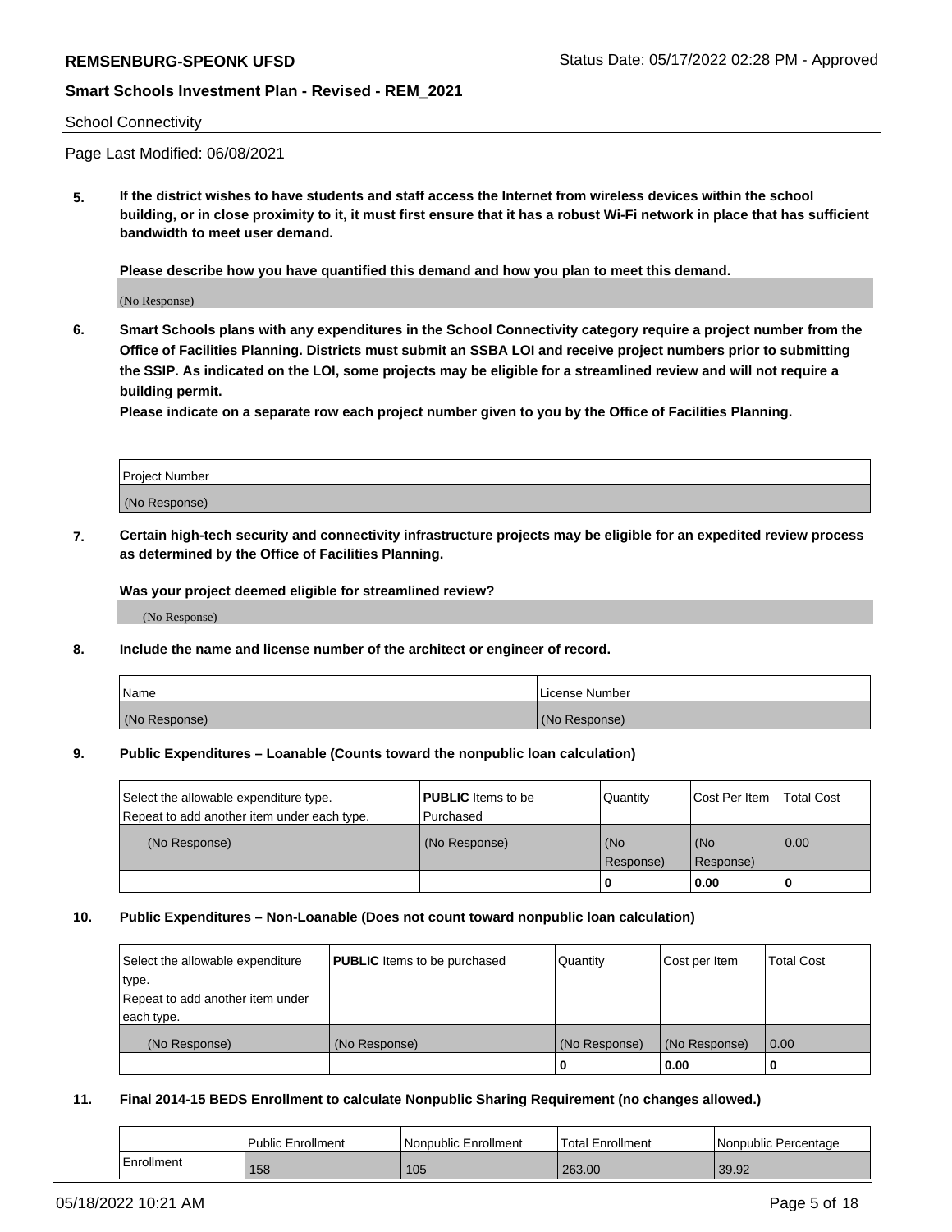School Connectivity

Page Last Modified: 06/08/2021

**5. If the district wishes to have students and staff access the Internet from wireless devices within the school building, or in close proximity to it, it must first ensure that it has a robust Wi-Fi network in place that has sufficient bandwidth to meet user demand.**

**Please describe how you have quantified this demand and how you plan to meet this demand.**

(No Response)

**6. Smart Schools plans with any expenditures in the School Connectivity category require a project number from the Office of Facilities Planning. Districts must submit an SSBA LOI and receive project numbers prior to submitting the SSIP. As indicated on the LOI, some projects may be eligible for a streamlined review and will not require a building permit.**
**Please indicate on a separate row each project number given to you by the Office of Facilities Planning.**

| Project Number |
|---|
| (No Response) |

**7. Certain high-tech security and connectivity infrastructure projects may be eligible for an expedited review process as determined by the Office of Facilities Planning.**

**Was your project deemed eligible for streamlined review?**

(No Response)

**8. Include the name and license number of the architect or engineer of record.**

| Name | License Number |
|---|---|
| (No Response) | (No Response) |

**9. Public Expenditures – Loanable (Counts toward the nonpublic loan calculation)**

| Select the allowable expenditure type. Repeat to add another item under each type. | **PUBLIC** Items to be Purchased | Quantity | Cost Per Item | Total Cost |
|---|---|---|---|---|
| (No Response) | (No Response) | (No Response) | (No Response) | 0.00 |
| | | 0 | 0.00 | 0 |

**10. Public Expenditures – Non-Loanable (Does not count toward nonpublic loan calculation)**

| Select the allowable expenditure type. Repeat to add another item under each type. | **PUBLIC** Items to be purchased | Quantity | Cost per Item | Total Cost |
|---|---|---|---|---|
| (No Response) | (No Response) | (No Response) | (No Response) | 0.00 |
| | | 0 | 0.00 | 0 |

**11. Final 2014-15 BEDS Enrollment to calculate Nonpublic Sharing Requirement (no changes allowed.)**

| | Public Enrollment | Nonpublic Enrollment | Total Enrollment | Nonpublic Percentage |
|---|---|---|---|---|
| Enrollment | 158 | 105 | 263.00 | 39.92 |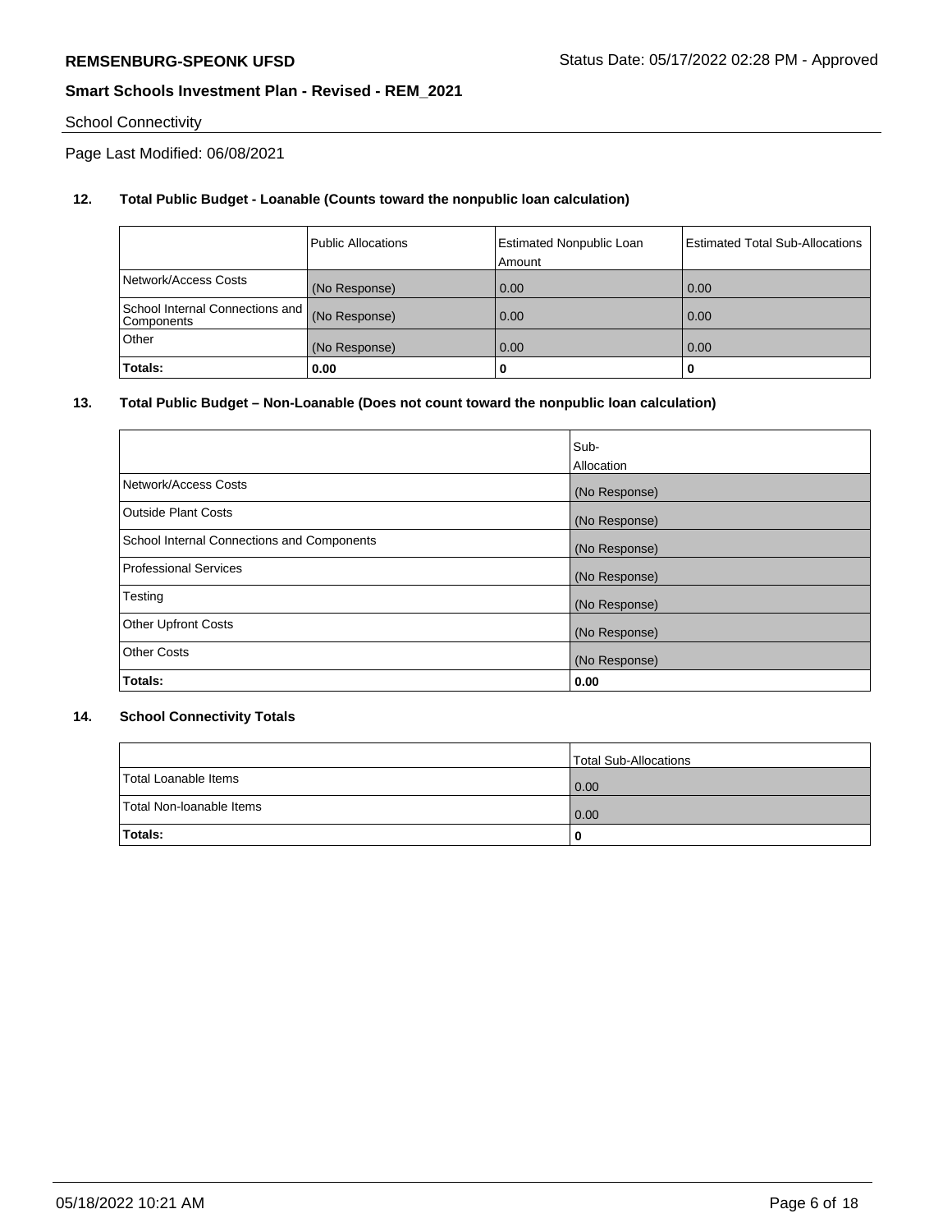School Connectivity

Page Last Modified: 06/08/2021

**12. Total Public Budget - Loanable (Counts toward the nonpublic loan calculation)**

| | Public Allocations | Estimated Nonpublic Loan Amount | Estimated Total Sub-Allocations |
|---|---|---|---|
| Network/Access Costs | (No Response) | 0.00 | 0.00 |
| School Internal Connections and Components | (No Response) | 0.00 | 0.00 |
| Other | (No Response) | 0.00 | 0.00 |
| **Totals:** | **0.00** | **0** | **0** |

**13. Total Public Budget – Non-Loanable (Does not count toward the nonpublic loan calculation)**

| | Sub-Allocation |
|---|---|
| Network/Access Costs | (No Response) |
| Outside Plant Costs | (No Response) |
| School Internal Connections and Components | (No Response) |
| Professional Services | (No Response) |
| Testing | (No Response) |
| Other Upfront Costs | (No Response) |
| Other Costs | (No Response) |
| **Totals:** | **0.00** |

**14. School Connectivity Totals**

| | Total Sub-Allocations |
|---|---|
| Total Loanable Items | 0.00 |
| Total Non-loanable Items | 0.00 |
| **Totals:** | **0** |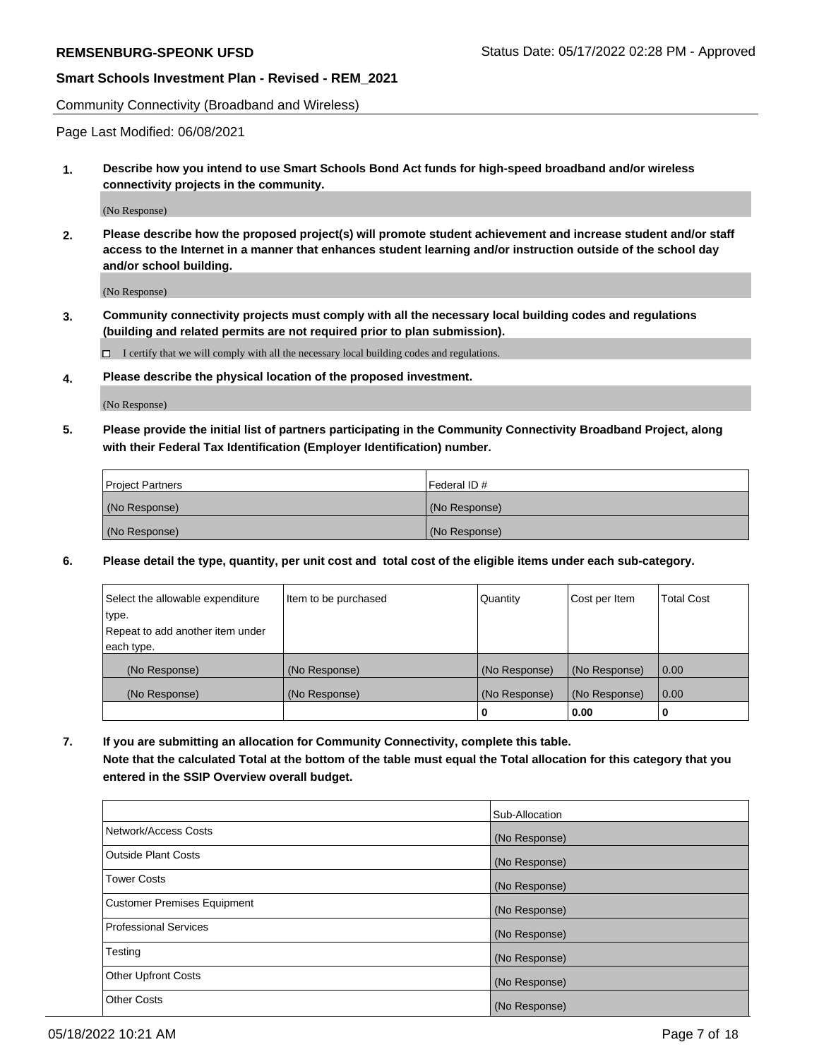Community Connectivity (Broadband and Wireless)

Page Last Modified: 06/08/2021

**1. Describe how you intend to use Smart Schools Bond Act funds for high-speed broadband and/or wireless connectivity projects in the community.**

(No Response)

**2. Please describe how the proposed project(s) will promote student achievement and increase student and/or staff access to the Internet in a manner that enhances student learning and/or instruction outside of the school day and/or school building.**

(No Response)

**3. Community connectivity projects must comply with all the necessary local building codes and regulations (building and related permits are not required prior to plan submission).**

☐ I certify that we will comply with all the necessary local building codes and regulations.

**4. Please describe the physical location of the proposed investment.**

(No Response)

**5. Please provide the initial list of partners participating in the Community Connectivity Broadband Project, along with their Federal Tax Identification (Employer Identification) number.**

| Project Partners | Federal ID # |
|---|---|
| (No Response) | (No Response) |
| (No Response) | (No Response) |

**6. Please detail the type, quantity, per unit cost and total cost of the eligible items under each sub-category.**

| Select the allowable expenditure type. Repeat to add another item under each type. | Item to be purchased | Quantity | Cost per Item | Total Cost |
|---|---|---|---|---|
| (No Response) | (No Response) | (No Response) | (No Response) | 0.00 |
| (No Response) | (No Response) | (No Response) | (No Response) | 0.00 |
| | | **0** | **0.00** | **0** |

**7. If you are submitting an allocation for Community Connectivity, complete this table. Note that the calculated Total at the bottom of the table must equal the Total allocation for this category that you entered in the SSIP Overview overall budget.**

| | Sub-Allocation |
|---|---|
| Network/Access Costs | (No Response) |
| Outside Plant Costs | (No Response) |
| Tower Costs | (No Response) |
| Customer Premises Equipment | (No Response) |
| Professional Services | (No Response) |
| Testing | (No Response) |
| Other Upfront Costs | (No Response) |
| Other Costs | (No Response) |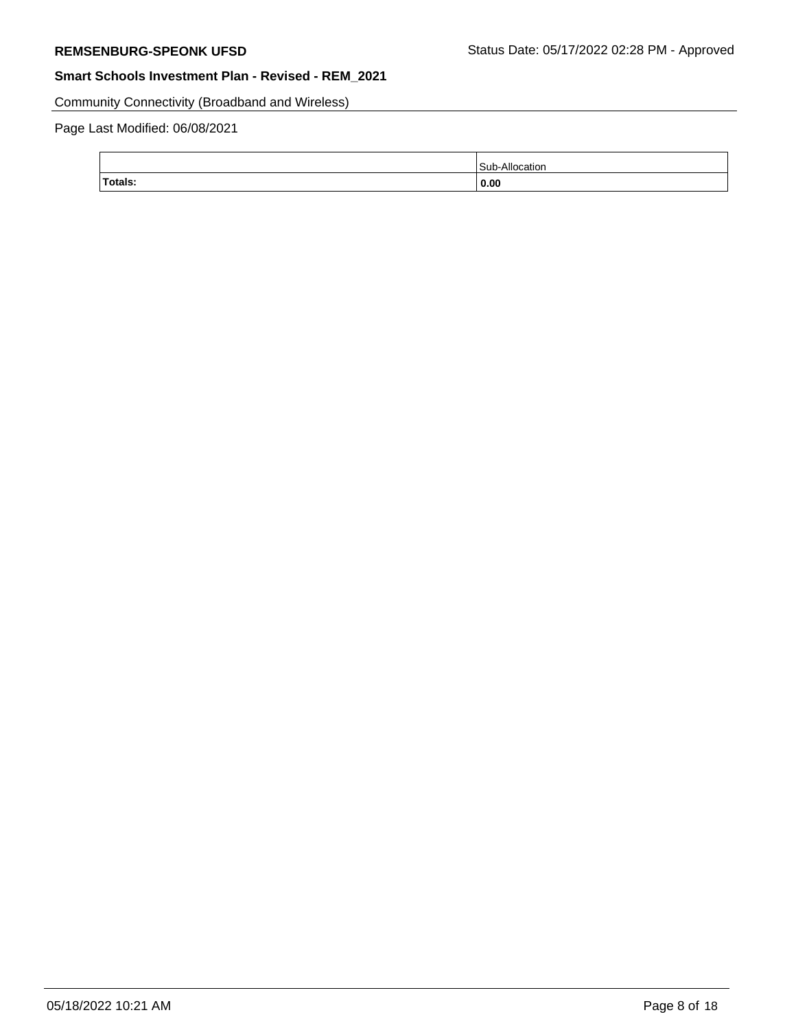Community Connectivity (Broadband and Wireless)

Page Last Modified: 06/08/2021

| | Sub-Allocation |
|---|---|
| **Totals:** | **0.00** |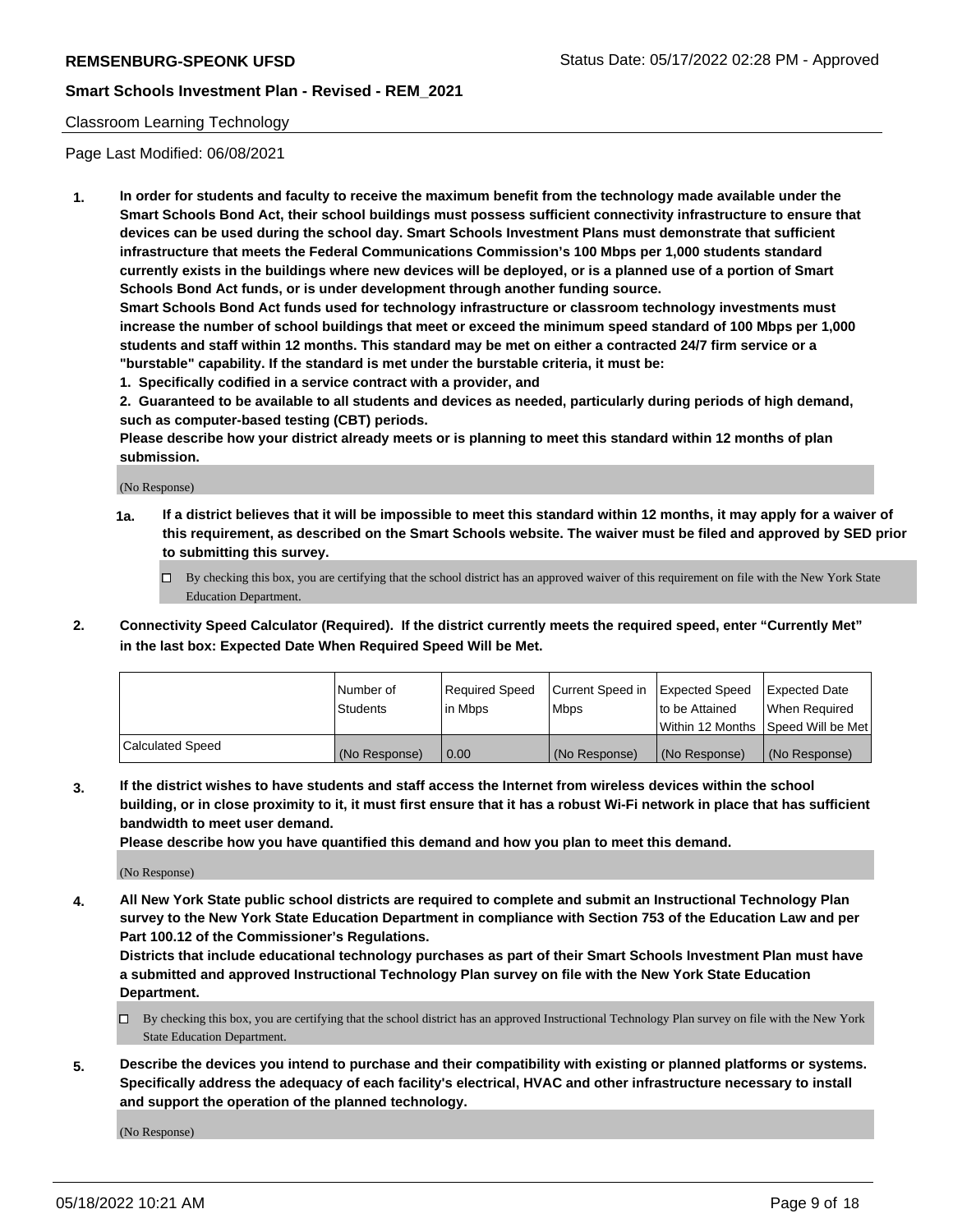Classroom Learning Technology

Page Last Modified: 06/08/2021

**1. In order for students and faculty to receive the maximum benefit from the technology made available under the Smart Schools Bond Act, their school buildings must possess sufficient connectivity infrastructure to ensure that devices can be used during the school day. Smart Schools Investment Plans must demonstrate that sufficient infrastructure that meets the Federal Communications Commission's 100 Mbps per 1,000 students standard currently exists in the buildings where new devices will be deployed, or is a planned use of a portion of Smart Schools Bond Act funds, or is under development through another funding source.**

**Smart Schools Bond Act funds used for technology infrastructure or classroom technology investments must increase the number of school buildings that meet or exceed the minimum speed standard of 100 Mbps per 1,000 students and staff within 12 months. This standard may be met on either a contracted 24/7 firm service or a "burstable" capability. If the standard is met under the burstable criteria, it must be:**

**1. Specifically codified in a service contract with a provider, and**

**2. Guaranteed to be available to all students and devices as needed, particularly during periods of high demand, such as computer-based testing (CBT) periods.**

**Please describe how your district already meets or is planning to meet this standard within 12 months of plan submission.**

(No Response)

**1a. If a district believes that it will be impossible to meet this standard within 12 months, it may apply for a waiver of this requirement, as described on the Smart Schools website. The waiver must be filed and approved by SED prior to submitting this survey.**

☐ By checking this box, you are certifying that the school district has an approved waiver of this requirement on file with the New York State Education Department.

**2. Connectivity Speed Calculator (Required). If the district currently meets the required speed, enter "Currently Met" in the last box: Expected Date When Required Speed Will be Met.**

| | Number of Students | Required Speed in Mbps | Current Speed in Mbps | Expected Speed to be Attained Within 12 Months | Expected Date When Required Speed Will be Met |
|---|---|---|---|---|---|
| Calculated Speed | (No Response) | 0.00 | (No Response) | (No Response) | (No Response) |

**3. If the district wishes to have students and staff access the Internet from wireless devices within the school building, or in close proximity to it, it must first ensure that it has a robust Wi-Fi network in place that has sufficient bandwidth to meet user demand.**

**Please describe how you have quantified this demand and how you plan to meet this demand.**

(No Response)

**4. All New York State public school districts are required to complete and submit an Instructional Technology Plan survey to the New York State Education Department in compliance with Section 753 of the Education Law and per Part 100.12 of the Commissioner's Regulations.**

**Districts that include educational technology purchases as part of their Smart Schools Investment Plan must have a submitted and approved Instructional Technology Plan survey on file with the New York State Education Department.**

☐ By checking this box, you are certifying that the school district has an approved Instructional Technology Plan survey on file with the New York State Education Department.

**5. Describe the devices you intend to purchase and their compatibility with existing or planned platforms or systems. Specifically address the adequacy of each facility's electrical, HVAC and other infrastructure necessary to install and support the operation of the planned technology.**

(No Response)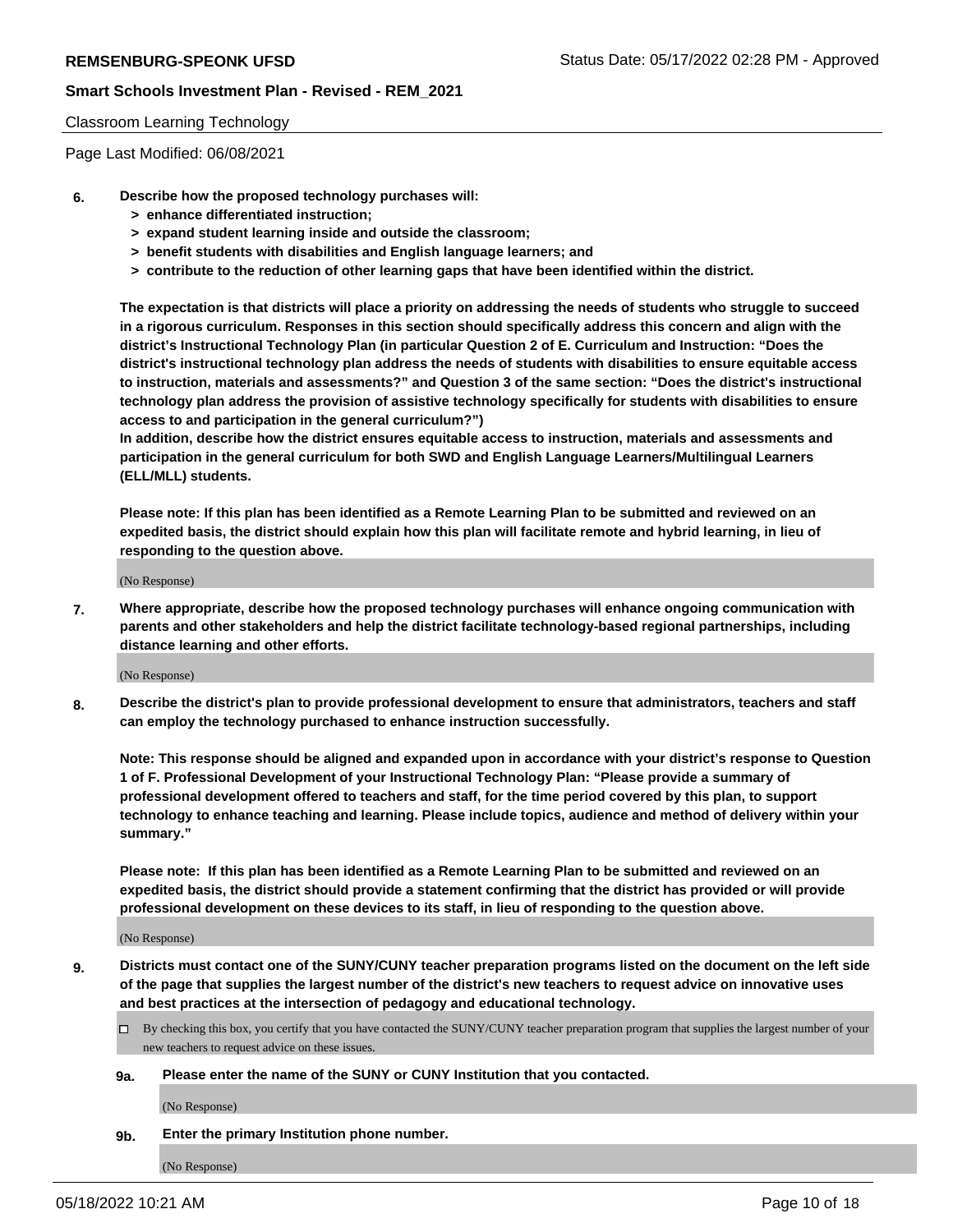Classroom Learning Technology

Page Last Modified: 06/08/2021

6. **Describe how the proposed technology purchases will:**
   - **> enhance differentiated instruction;**
   - **> expand student learning inside and outside the classroom;**
   - **> benefit students with disabilities and English language learners; and**
   - **> contribute to the reduction of other learning gaps that have been identified within the district.**

   **The expectation is that districts will place a priority on addressing the needs of students who struggle to succeed in a rigorous curriculum. Responses in this section should specifically address this concern and align with the district's Instructional Technology Plan (in particular Question 2 of E. Curriculum and Instruction: "Does the district's instructional technology plan address the needs of students with disabilities to ensure equitable access to instruction, materials and assessments?" and Question 3 of the same section: "Does the district's instructional technology plan address the provision of assistive technology specifically for students with disabilities to ensure access to and participation in the general curriculum?")**

   **In addition, describe how the district ensures equitable access to instruction, materials and assessments and participation in the general curriculum for both SWD and English Language Learners/Multilingual Learners (ELL/MLL) students.**

   **Please note: If this plan has been identified as a Remote Learning Plan to be submitted and reviewed on an expedited basis, the district should explain how this plan will facilitate remote and hybrid learning, in lieu of responding to the question above.**

   (No Response)

7. **Where appropriate, describe how the proposed technology purchases will enhance ongoing communication with parents and other stakeholders and help the district facilitate technology-based regional partnerships, including distance learning and other efforts.**

   (No Response)

8. **Describe the district's plan to provide professional development to ensure that administrators, teachers and staff can employ the technology purchased to enhance instruction successfully.**

   **Note: This response should be aligned and expanded upon in accordance with your district's response to Question 1 of F. Professional Development of your Instructional Technology Plan: "Please provide a summary of professional development offered to teachers and staff, for the time period covered by this plan, to support technology to enhance teaching and learning. Please include topics, audience and method of delivery within your summary."**

   **Please note: If this plan has been identified as a Remote Learning Plan to be submitted and reviewed on an expedited basis, the district should provide a statement confirming that the district has provided or will provide professional development on these devices to its staff, in lieu of responding to the question above.**

   (No Response)

9. **Districts must contact one of the SUNY/CUNY teacher preparation programs listed on the document on the left side of the page that supplies the largest number of the district's new teachers to request advice on innovative uses and best practices at the intersection of pedagogy and educational technology.**

   ☐ By checking this box, you certify that you have contacted the SUNY/CUNY teacher preparation program that supplies the largest number of your new teachers to request advice on these issues.

   **9a. Please enter the name of the SUNY or CUNY Institution that you contacted.**

   (No Response)

   **9b. Enter the primary Institution phone number.**

   (No Response)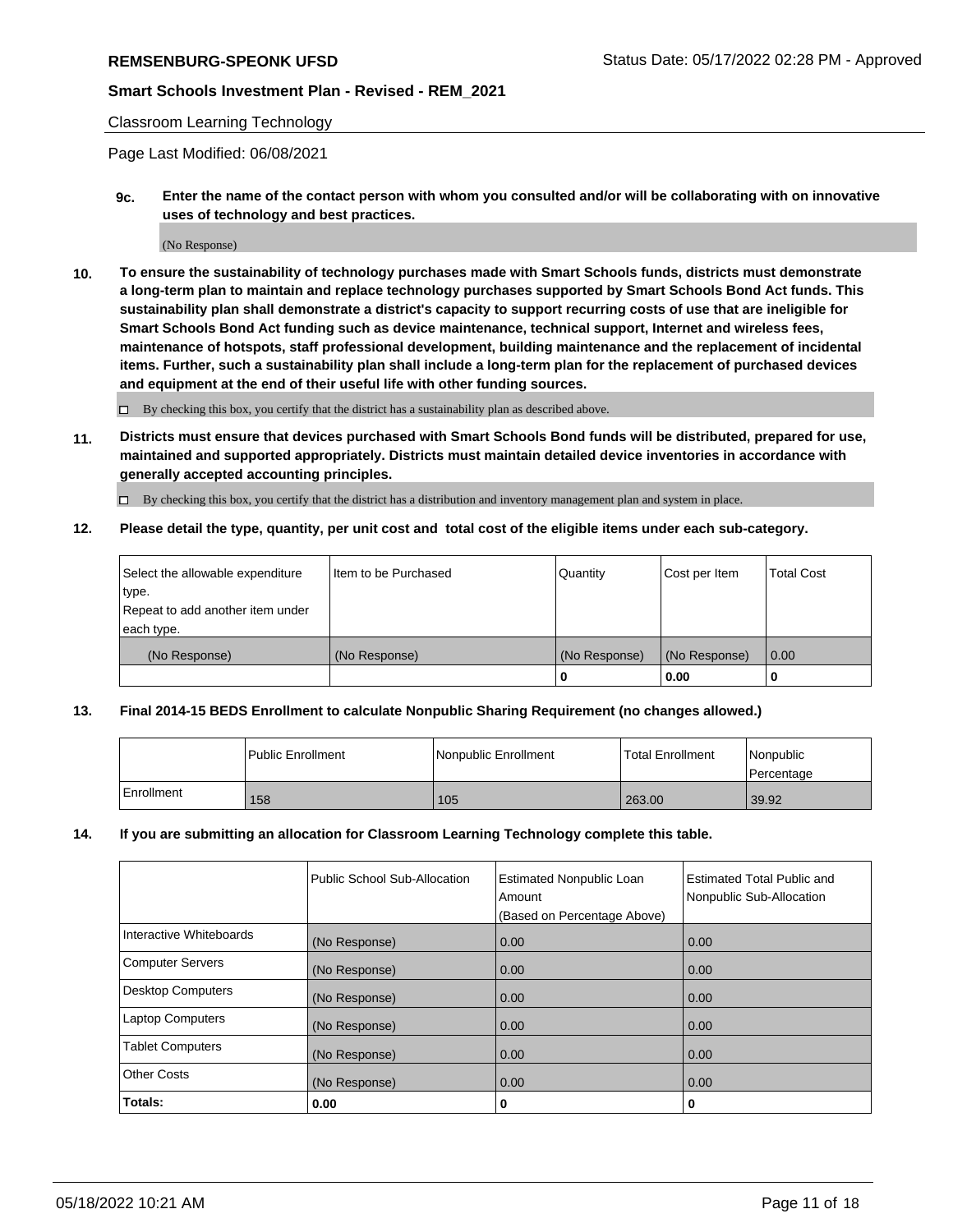Classroom Learning Technology

Page Last Modified: 06/08/2021

**9c. Enter the name of the contact person with whom you consulted and/or will be collaborating with on innovative uses of technology and best practices.**

(No Response)

**10. To ensure the sustainability of technology purchases made with Smart Schools funds, districts must demonstrate a long-term plan to maintain and replace technology purchases supported by Smart Schools Bond Act funds. This sustainability plan shall demonstrate a district's capacity to support recurring costs of use that are ineligible for Smart Schools Bond Act funding such as device maintenance, technical support, Internet and wireless fees, maintenance of hotspots, staff professional development, building maintenance and the replacement of incidental items. Further, such a sustainability plan shall include a long-term plan for the replacement of purchased devices and equipment at the end of their useful life with other funding sources.**

☐ By checking this box, you certify that the district has a sustainability plan as described above.

**11. Districts must ensure that devices purchased with Smart Schools Bond funds will be distributed, prepared for use, maintained and supported appropriately. Districts must maintain detailed device inventories in accordance with generally accepted accounting principles.**

☐ By checking this box, you certify that the district has a distribution and inventory management plan and system in place.

**12. Please detail the type, quantity, per unit cost and total cost of the eligible items under each sub-category.**

| Select the allowable expenditure type. Repeat to add another item under each type. | Item to be Purchased | Quantity | Cost per Item | Total Cost |
|---|---|---|---|---|
| (No Response) | (No Response) | (No Response) | (No Response) | 0.00 |
| | | 0 | 0.00 | 0 |

**13. Final 2014-15 BEDS Enrollment to calculate Nonpublic Sharing Requirement (no changes allowed.)**

| | Public Enrollment | Nonpublic Enrollment | Total Enrollment | Nonpublic Percentage |
|---|---|---|---|---|
| Enrollment | 158 | 105 | 263.00 | 39.92 |

**14. If you are submitting an allocation for Classroom Learning Technology complete this table.**

| | Public School Sub-Allocation | Estimated Nonpublic Loan Amount (Based on Percentage Above) | Estimated Total Public and Nonpublic Sub-Allocation |
|---|---|---|---|
| Interactive Whiteboards | (No Response) | 0.00 | 0.00 |
| Computer Servers | (No Response) | 0.00 | 0.00 |
| Desktop Computers | (No Response) | 0.00 | 0.00 |
| Laptop Computers | (No Response) | 0.00 | 0.00 |
| Tablet Computers | (No Response) | 0.00 | 0.00 |
| Other Costs | (No Response) | 0.00 | 0.00 |
| **Totals:** | 0.00 | 0 | 0 |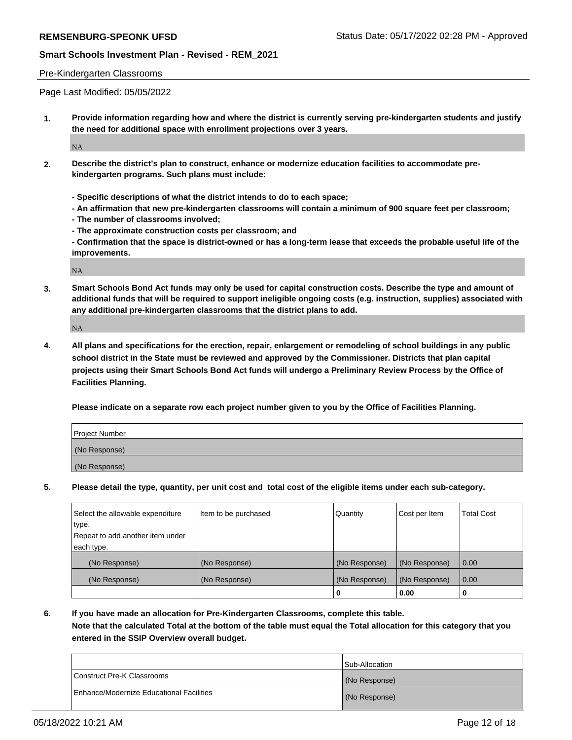Pre-Kindergarten Classrooms

Page Last Modified: 05/05/2022

**1. Provide information regarding how and where the district is currently serving pre-kindergarten students and justify the need for additional space with enrollment projections over 3 years.**

NA

**2. Describe the district's plan to construct, enhance or modernize education facilities to accommodate pre-kindergarten programs. Such plans must include:**

**- Specific descriptions of what the district intends to do to each space;**
**- An affirmation that new pre-kindergarten classrooms will contain a minimum of 900 square feet per classroom;**
**- The number of classrooms involved;**
**- The approximate construction costs per classroom; and**
**- Confirmation that the space is district-owned or has a long-term lease that exceeds the probable useful life of the improvements.**

NA

**3. Smart Schools Bond Act funds may only be used for capital construction costs. Describe the type and amount of additional funds that will be required to support ineligible ongoing costs (e.g. instruction, supplies) associated with any additional pre-kindergarten classrooms that the district plans to add.**

NA

**4. All plans and specifications for the erection, repair, enlargement or remodeling of school buildings in any public school district in the State must be reviewed and approved by the Commissioner. Districts that plan capital projects using their Smart Schools Bond Act funds will undergo a Preliminary Review Process by the Office of Facilities Planning.**

**Please indicate on a separate row each project number given to you by the Office of Facilities Planning.**

| Project Number |
|---|
| (No Response) |
| (No Response) |

**5. Please detail the type, quantity, per unit cost and total cost of the eligible items under each sub-category.**

| Select the allowable expenditure type. Repeat to add another item under each type. | Item to be purchased | Quantity | Cost per Item | Total Cost |
|---|---|---|---|---|
| (No Response) | (No Response) | (No Response) | (No Response) | 0.00 |
| (No Response) | (No Response) | (No Response) | (No Response) | 0.00 |
| | | 0 | 0.00 | 0 |

**6. If you have made an allocation for Pre-Kindergarten Classrooms, complete this table. Note that the calculated Total at the bottom of the table must equal the Total allocation for this category that you entered in the SSIP Overview overall budget.**

| | Sub-Allocation |
|---|---|
| Construct Pre-K Classrooms | (No Response) |
| Enhance/Modernize Educational Facilities | (No Response) |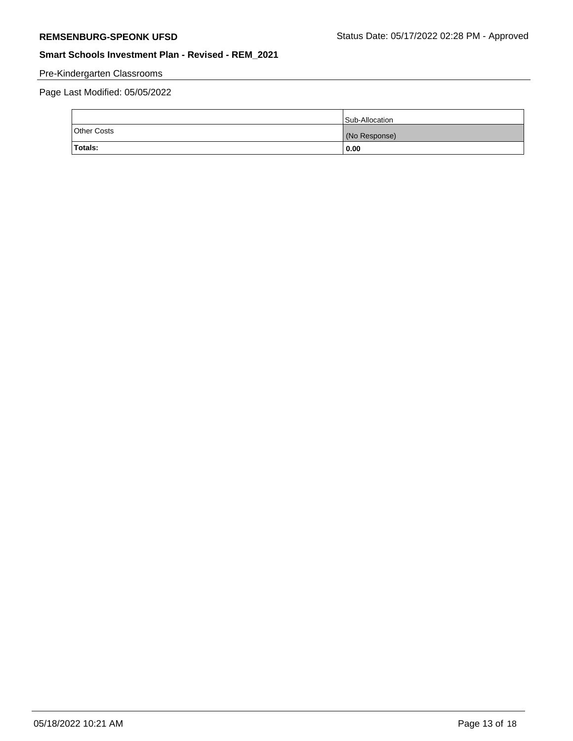Pre-Kindergarten Classrooms

Page Last Modified: 05/05/2022

| | Sub-Allocation |
|---|---|
| Other Costs | (No Response) |
| **Totals:** | **0.00** |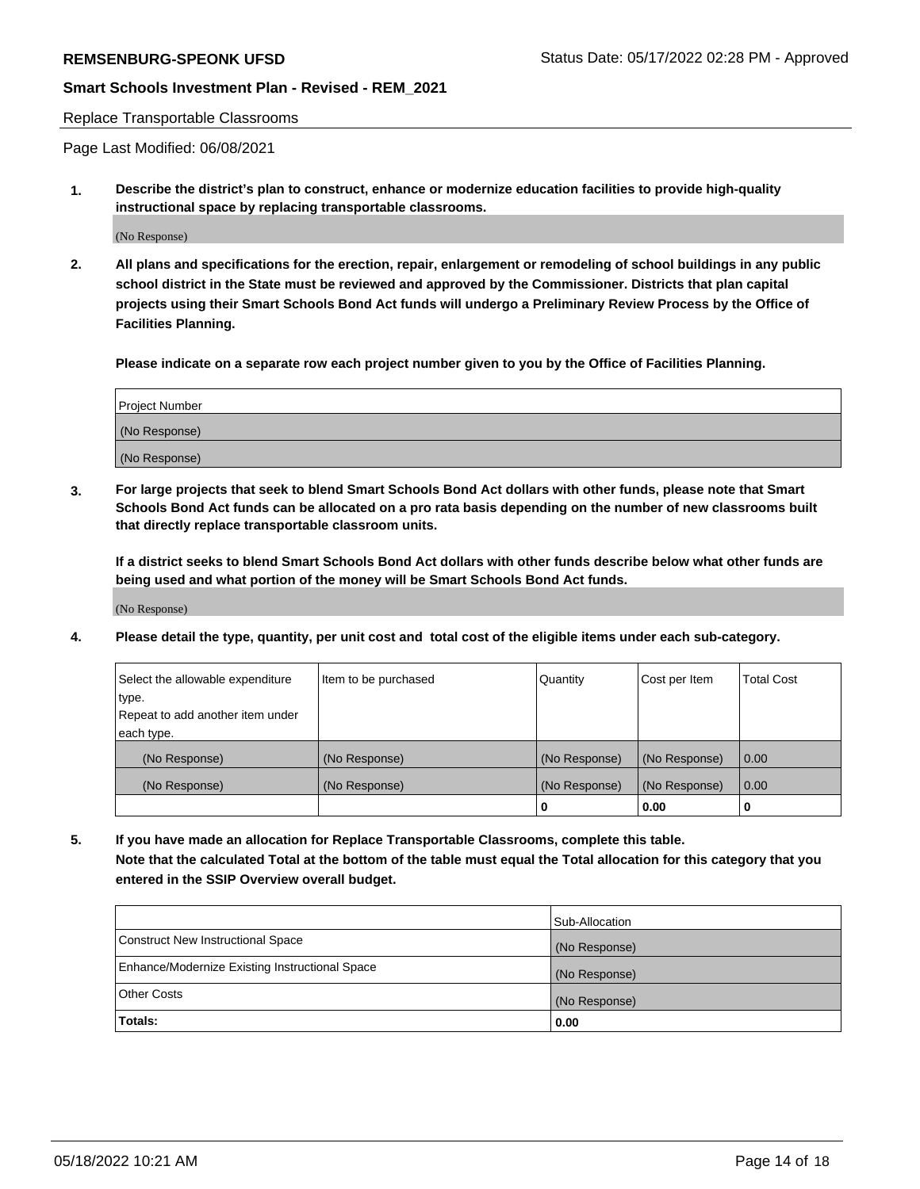Replace Transportable Classrooms

Page Last Modified: 06/08/2021

**1. Describe the district's plan to construct, enhance or modernize education facilities to provide high-quality instructional space by replacing transportable classrooms.**

(No Response)

**2. All plans and specifications for the erection, repair, enlargement or remodeling of school buildings in any public school district in the State must be reviewed and approved by the Commissioner. Districts that plan capital projects using their Smart Schools Bond Act funds will undergo a Preliminary Review Process by the Office of Facilities Planning.**

**Please indicate on a separate row each project number given to you by the Office of Facilities Planning.**

| Project Number |
|---|
| (No Response) |
| (No Response) |

**3. For large projects that seek to blend Smart Schools Bond Act dollars with other funds, please note that Smart Schools Bond Act funds can be allocated on a pro rata basis depending on the number of new classrooms built that directly replace transportable classroom units.**

**If a district seeks to blend Smart Schools Bond Act dollars with other funds describe below what other funds are being used and what portion of the money will be Smart Schools Bond Act funds.**

(No Response)

**4. Please detail the type, quantity, per unit cost and total cost of the eligible items under each sub-category.**

| Select the allowable expenditure type. Repeat to add another item under each type. | Item to be purchased | Quantity | Cost per Item | Total Cost |
|---|---|---|---|---|
| (No Response) | (No Response) | (No Response) | (No Response) | 0.00 |
| (No Response) | (No Response) | (No Response) | (No Response) | 0.00 |
| | | 0 | 0.00 | 0 |

**5. If you have made an allocation for Replace Transportable Classrooms, complete this table. Note that the calculated Total at the bottom of the table must equal the Total allocation for this category that you entered in the SSIP Overview overall budget.**

| | Sub-Allocation |
|---|---|
| Construct New Instructional Space | (No Response) |
| Enhance/Modernize Existing Instructional Space | (No Response) |
| Other Costs | (No Response) |
| **Totals:** | **0.00** |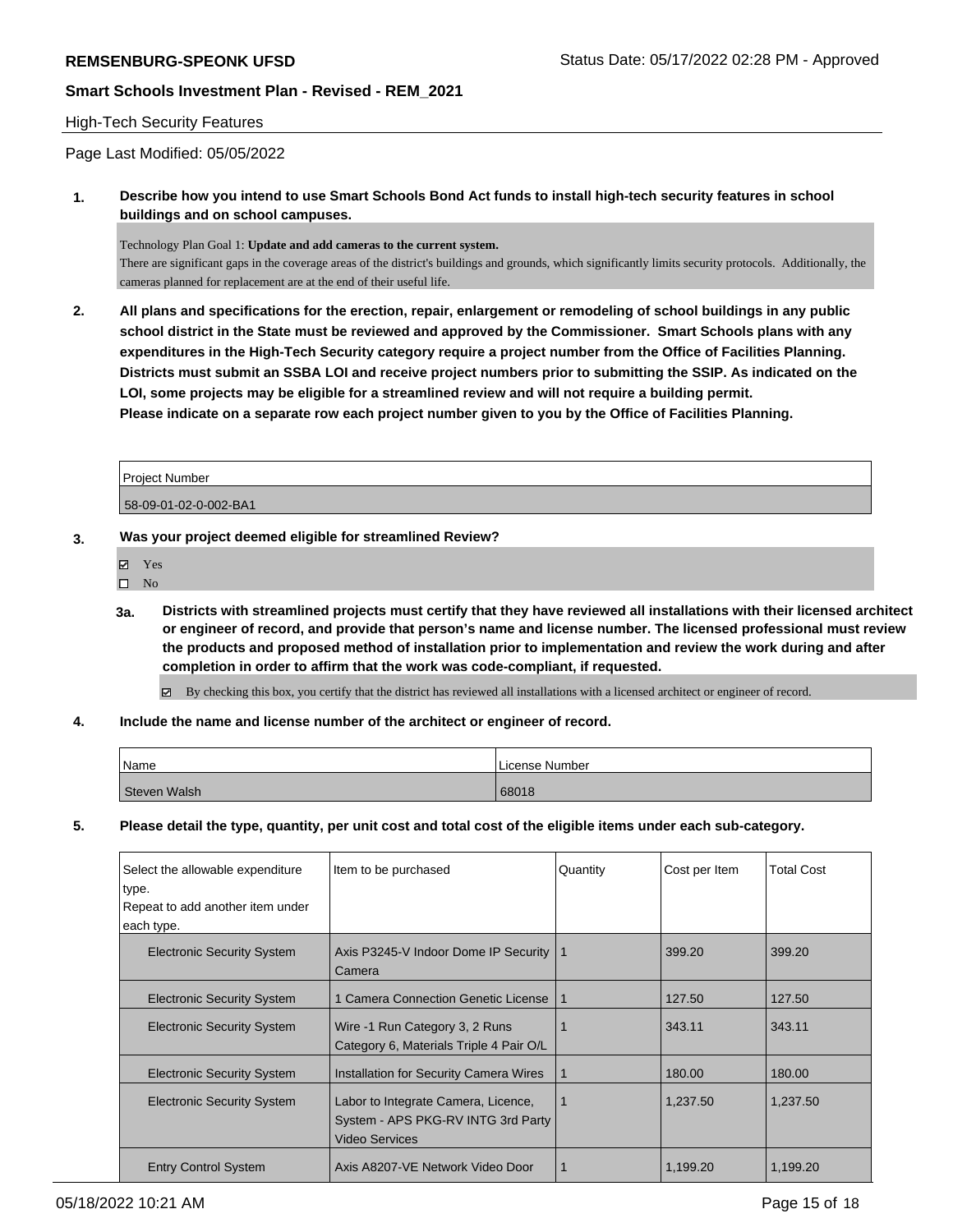## High-Tech Security Features

Page Last Modified: 05/05/2022

**1. Describe how you intend to use Smart Schools Bond Act funds to install high-tech security features in school buildings and on school campuses.**

Technology Plan Goal 1: **Update and add cameras to the current system.**
There are significant gaps in the coverage areas of the district's buildings and grounds, which significantly limits security protocols. Additionally, the cameras planned for replacement are at the end of their useful life.

**2. All plans and specifications for the erection, repair, enlargement or remodeling of school buildings in any public school district in the State must be reviewed and approved by the Commissioner. Smart Schools plans with any expenditures in the High-Tech Security category require a project number from the Office of Facilities Planning. Districts must submit an SSBA LOI and receive project numbers prior to submitting the SSIP. As indicated on the LOI, some projects may be eligible for a streamlined review and will not require a building permit.**
**Please indicate on a separate row each project number given to you by the Office of Facilities Planning.**

| Project Number |
| --- |
| 58-09-01-02-0-002-BA1 |

**3. Was your project deemed eligible for streamlined Review?**

- ☑ Yes
- ☐ No

**3a. Districts with streamlined projects must certify that they have reviewed all installations with their licensed architect or engineer of record, and provide that person's name and license number. The licensed professional must review the products and proposed method of installation prior to implementation and review the work during and after completion in order to affirm that the work was code-compliant, if requested.**

☑ By checking this box, you certify that the district has reviewed all installations with a licensed architect or engineer of record.

**4. Include the name and license number of the architect or engineer of record.**

| Name | License Number |
| --- | --- |
| Steven Walsh | 68018 |

**5. Please detail the type, quantity, per unit cost and total cost of the eligible items under each sub-category.**

| Select the allowable expenditure type. Repeat to add another item under each type. | Item to be purchased | Quantity | Cost per Item | Total Cost |
| --- | --- | --- | --- | --- |
| Electronic Security System | Axis P3245-V Indoor Dome IP Security Camera | 1 | 399.20 | 399.20 |
| Electronic Security System | 1 Camera Connection Genetic License | 1 | 127.50 | 127.50 |
| Electronic Security System | Wire -1 Run Category 3, 2 Runs Category 6, Materials Triple 4 Pair O/L | 1 | 343.11 | 343.11 |
| Electronic Security System | Installation for Security Camera Wires | 1 | 180.00 | 180.00 |
| Electronic Security System | Labor to Integrate Camera, Licence, System - APS PKG-RV INTG 3rd Party Video Services | 1 | 1,237.50 | 1,237.50 |
| Entry Control System | Axis A8207-VE Network Video Door | 1 | 1,199.20 | 1,199.20 |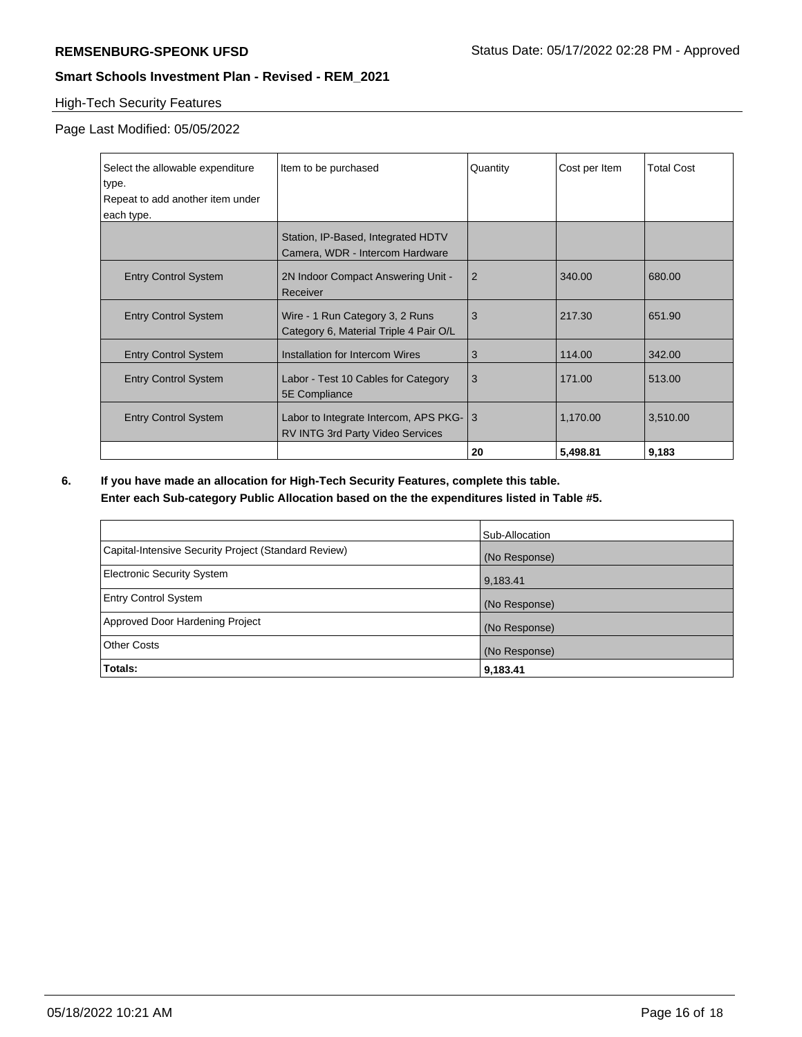## High-Tech Security Features

Page Last Modified: 05/05/2022

| Select the allowable expenditure type. Repeat to add another item under each type. | Item to be purchased | Quantity | Cost per Item | Total Cost |
|---|---|---|---|---|
| | Station, IP-Based, Integrated HDTV Camera, WDR - Intercom Hardware | | | |
| Entry Control System | 2N Indoor Compact Answering Unit - Receiver | 2 | 340.00 | 680.00 |
| Entry Control System | Wire - 1 Run Category 3, 2 Runs Category 6, Material Triple 4 Pair O/L | 3 | 217.30 | 651.90 |
| Entry Control System | Installation for Intercom Wires | 3 | 114.00 | 342.00 |
| Entry Control System | Labor - Test 10 Cables for Category 5E Compliance | 3 | 171.00 | 513.00 |
| Entry Control System | Labor to Integrate Intercom, APS PKG-RV INTG 3rd Party Video Services | 3 | 1,170.00 | 3,510.00 |
| | | **20** | **5,498.81** | **9,183** |

**6. If you have made an allocation for High-Tech Security Features, complete this table. Enter each Sub-category Public Allocation based on the the expenditures listed in Table #5.**

| | Sub-Allocation |
|---|---|
| Capital-Intensive Security Project (Standard Review) | (No Response) |
| Electronic Security System | 9,183.41 |
| Entry Control System | (No Response) |
| Approved Door Hardening Project | (No Response) |
| Other Costs | (No Response) |
| **Totals:** | **9,183.41** |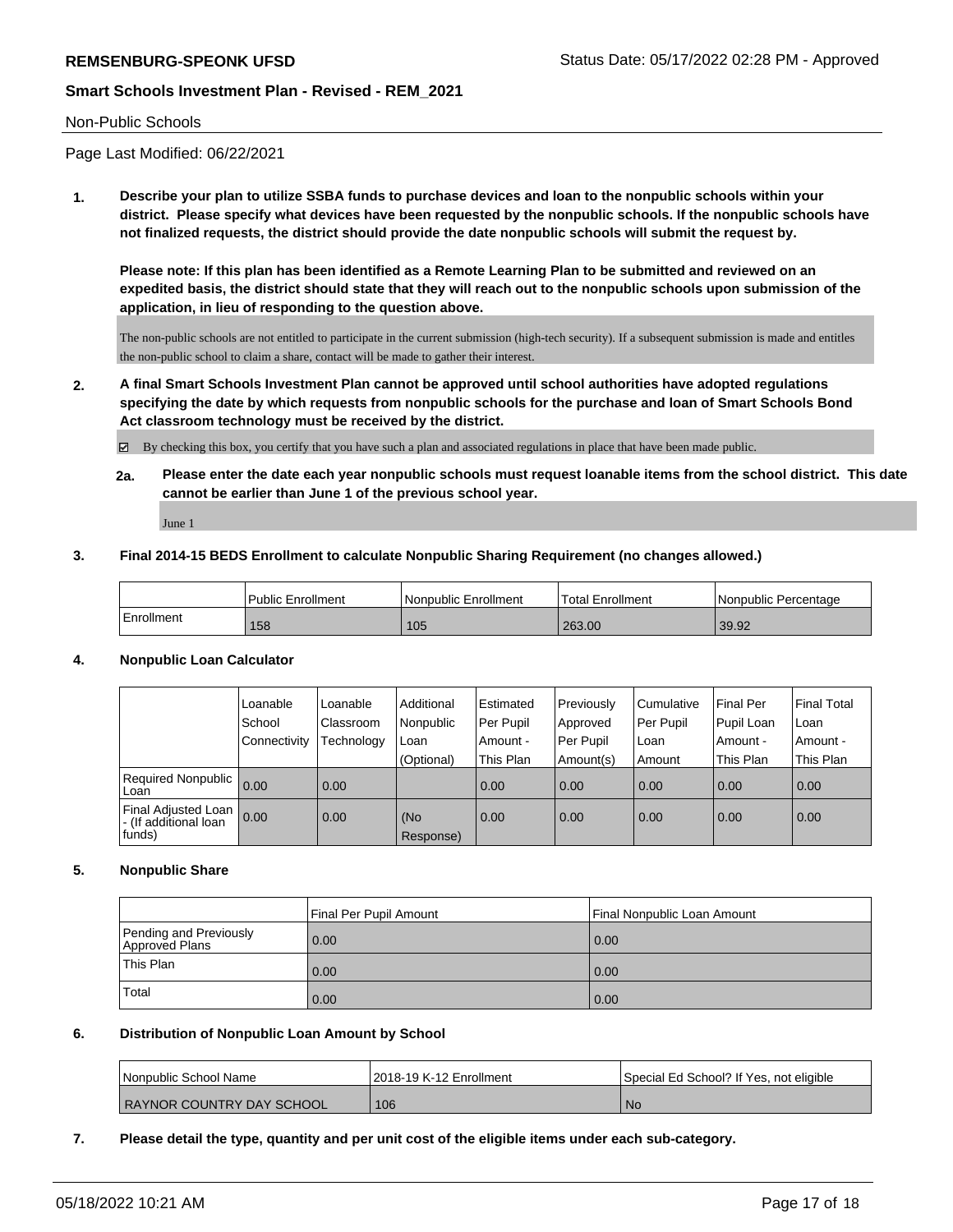Non-Public Schools

Page Last Modified: 06/22/2021

**1. Describe your plan to utilize SSBA funds to purchase devices and loan to the nonpublic schools within your district. Please specify what devices have been requested by the nonpublic schools. If the nonpublic schools have not finalized requests, the district should provide the date nonpublic schools will submit the request by.**

**Please note: If this plan has been identified as a Remote Learning Plan to be submitted and reviewed on an expedited basis, the district should state that they will reach out to the nonpublic schools upon submission of the application, in lieu of responding to the question above.**

The non-public schools are not entitled to participate in the current submission (high-tech security). If a subsequent submission is made and entitles the non-public school to claim a share, contact will be made to gather their interest.

**2. A final Smart Schools Investment Plan cannot be approved until school authorities have adopted regulations specifying the date by which requests from nonpublic schools for the purchase and loan of Smart Schools Bond Act classroom technology must be received by the district.**

☑ By checking this box, you certify that you have such a plan and associated regulations in place that have been made public.

**2a. Please enter the date each year nonpublic schools must request loanable items from the school district. This date cannot be earlier than June 1 of the previous school year.**

June 1

**3. Final 2014-15 BEDS Enrollment to calculate Nonpublic Sharing Requirement (no changes allowed.)**

| | Public Enrollment | Nonpublic Enrollment | Total Enrollment | Nonpublic Percentage |
|---|---|---|---|---|
| Enrollment | 158 | 105 | 263.00 | 39.92 |

**4. Nonpublic Loan Calculator**

| | Loanable School Connectivity | Loanable Classroom Technology | Additional Nonpublic Loan (Optional) | Estimated Per Pupil Amount - This Plan | Previously Approved Per Pupil Amount(s) | Cumulative Per Pupil Loan Amount | Final Per Pupil Loan Amount - This Plan | Final Total Loan Amount - This Plan |
|---|---|---|---|---|---|---|---|---|
| Required Nonpublic Loan | 0.00 | 0.00 | | 0.00 | 0.00 | 0.00 | 0.00 | 0.00 |
| Final Adjusted Loan - (If additional loan funds) | 0.00 | 0.00 | (No Response) | 0.00 | 0.00 | 0.00 | 0.00 | 0.00 |

**5. Nonpublic Share**

| | Final Per Pupil Amount | Final Nonpublic Loan Amount |
|---|---|---|
| Pending and Previously Approved Plans | 0.00 | 0.00 |
| This Plan | 0.00 | 0.00 |
| Total | 0.00 | 0.00 |

**6. Distribution of Nonpublic Loan Amount by School**

| Nonpublic School Name | 2018-19 K-12 Enrollment | Special Ed School? If Yes, not eligible |
|---|---|---|
| RAYNOR COUNTRY DAY SCHOOL | 106 | No |

**7. Please detail the type, quantity and per unit cost of the eligible items under each sub-category.**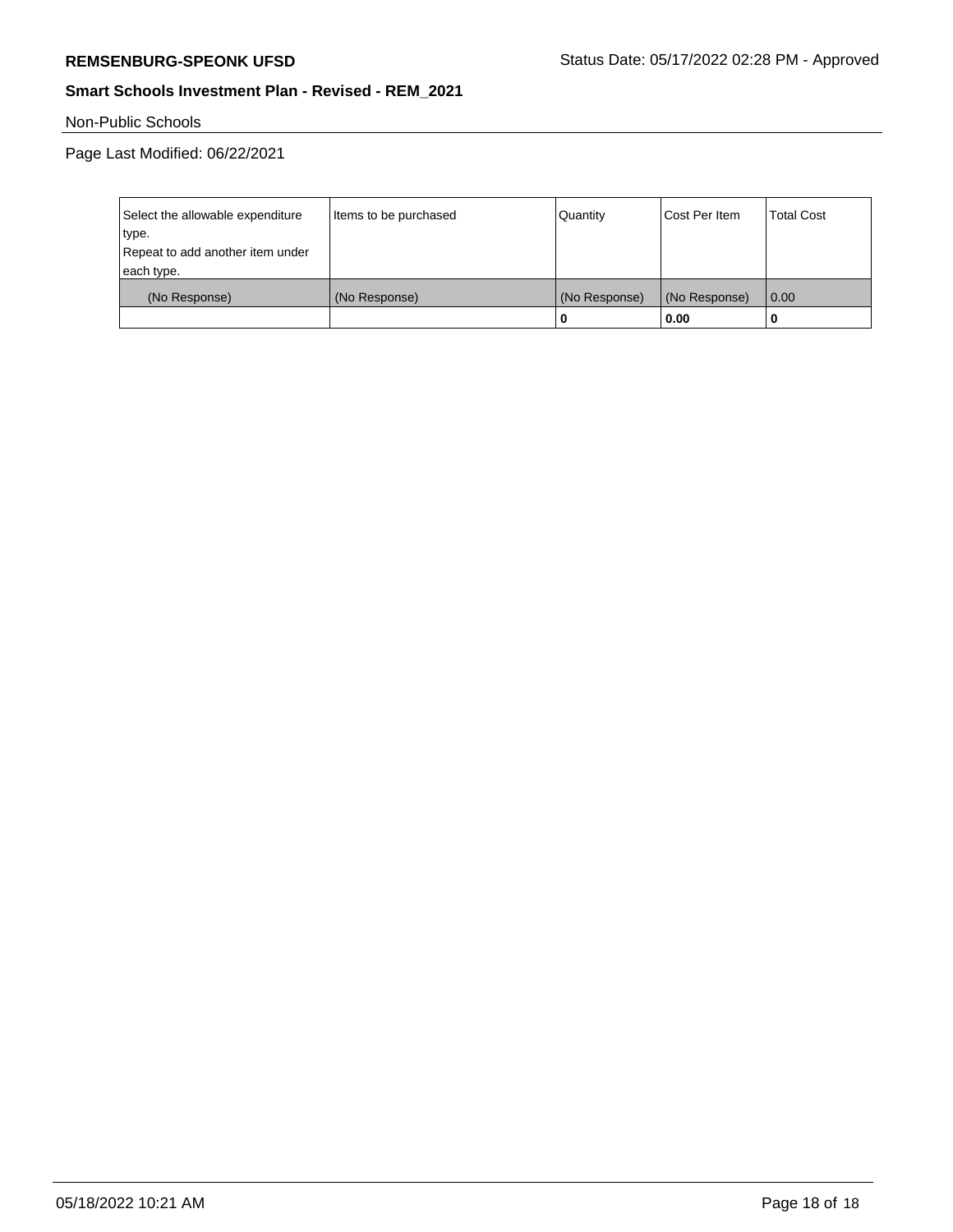Non-Public Schools

Page Last Modified: 06/22/2021

| Select the allowable expenditure type.<br>Repeat to add another item under each type. | Items to be purchased | Quantity | Cost Per Item | Total Cost |
|---|---|---|---|---|
| (No Response) | (No Response) | (No Response) | (No Response) | 0.00 |
| | | **0** | **0.00** | **0** |